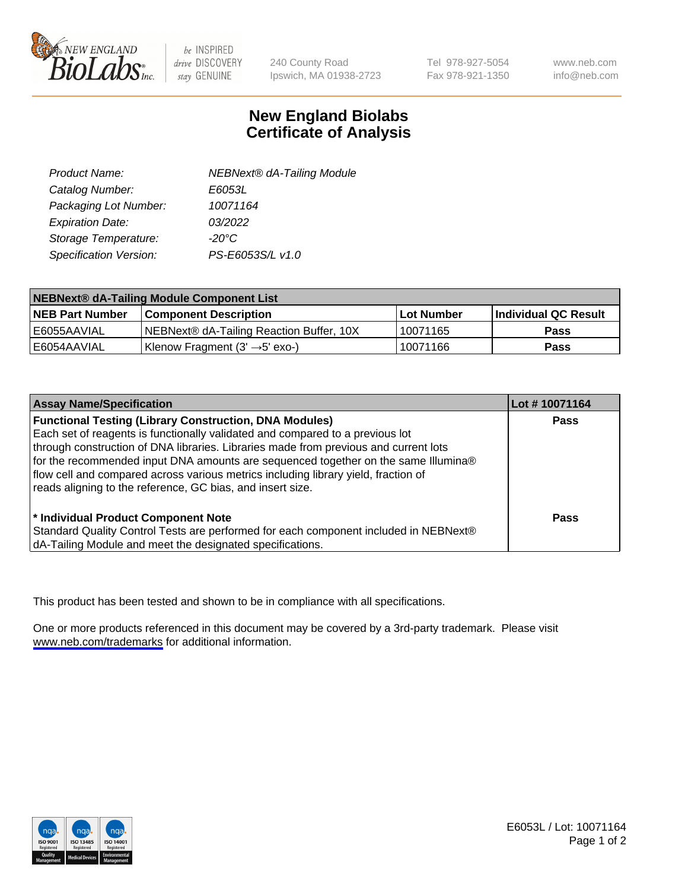# New England Biolabs
# Certificate of Analysis

| | |
|---|---|
| *Product Name:* | *NEBNext® dA-Tailing Module* |
| *Catalog Number:* | *E6053L* |
| *Packaging Lot Number:* | *10071164* |
| *Expiration Date:* | *03/2022* |
| *Storage Temperature:* | *-20°C* |
| *Specification Version:* | *PS-E6053S/L v1.0* |

| NEBNext® dA-Tailing Module Component List | | | |
|---|---|---|---|
| **NEB Part Number** | **Component Description** | **Lot Number** | **Individual QC Result** |
| E6055AAVIAL | NEBNext® dA-Tailing Reaction Buffer, 10X | 10071165 | **Pass** |
| E6054AAVIAL | Klenow Fragment (3' →5' exo-) | 10071166 | **Pass** |

| Assay Name/Specification | Lot # 10071164 |
|---|---|
| **Functional Testing (Library Construction, DNA Modules)** Each set of reagents is functionally validated and compared to a previous lot through construction of DNA libraries. Libraries made from previous and current lots for the recommended input DNA amounts are sequenced together on the same Illumina® flow cell and compared across various metrics including library yield, fraction of reads aligning to the reference, GC bias, and insert size. | **Pass** |
| **\* Individual Product Component Note** Standard Quality Control Tests are performed for each component included in NEBNext® dA-Tailing Module and meet the designated specifications. | **Pass** |

This product has been tested and shown to be in compliance with all specifications.

One or more products referenced in this document may be covered by a 3rd-party trademark. Please visit www.neb.com/trademarks for additional information.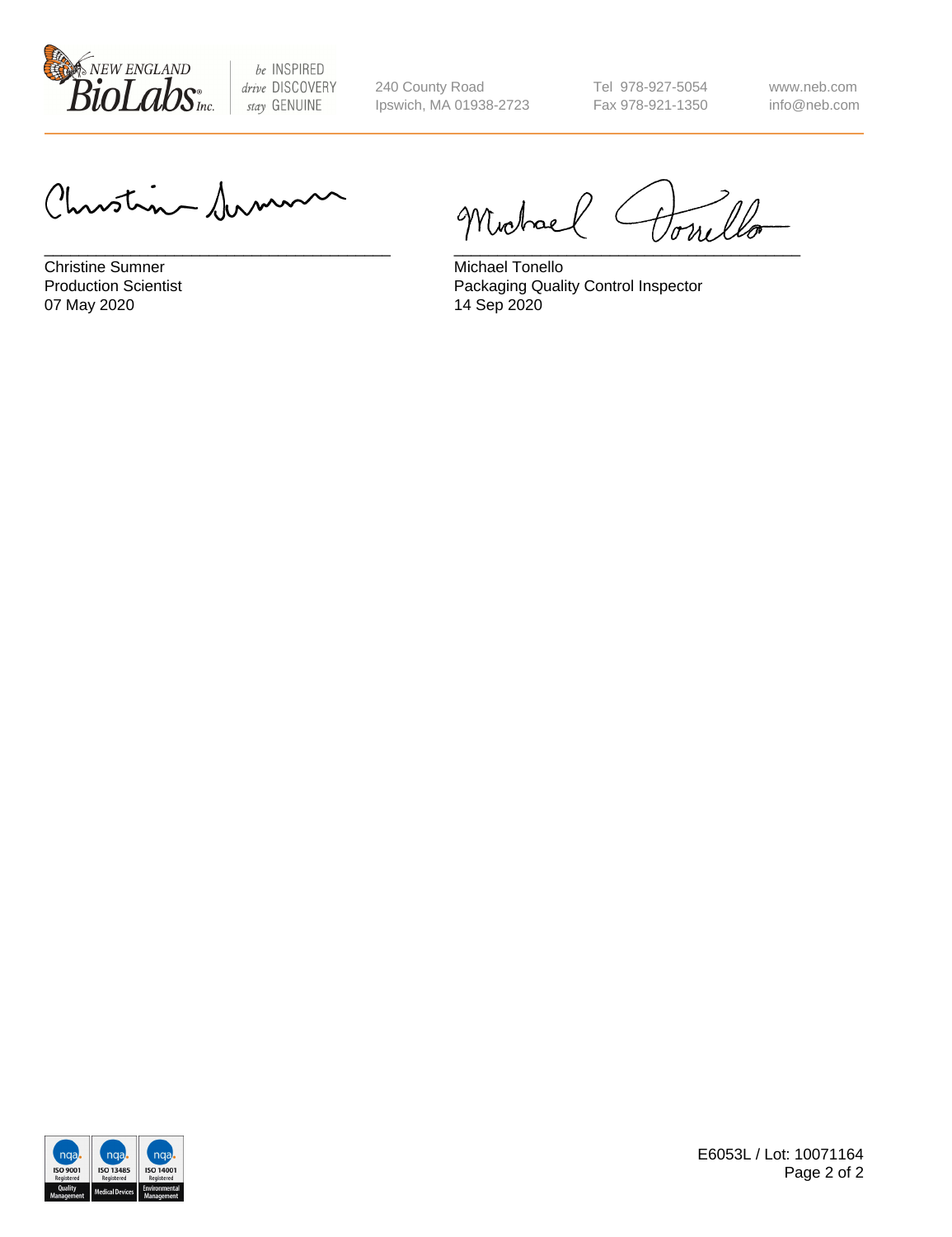NEW ENGLAND BioLabs Inc.

be INSPIRED drive DISCOVERY stay GENUINE

240 County Road
Ipswich, MA 01938-2723

Tel 978-927-5054
Fax 978-921-1350

www.neb.com
info@neb.com

Christine Sumner
Production Scientist
07 May 2020

Michael Tonello
Packaging Quality Control Inspector
14 Sep 2020

E6053L / Lot: 10071164